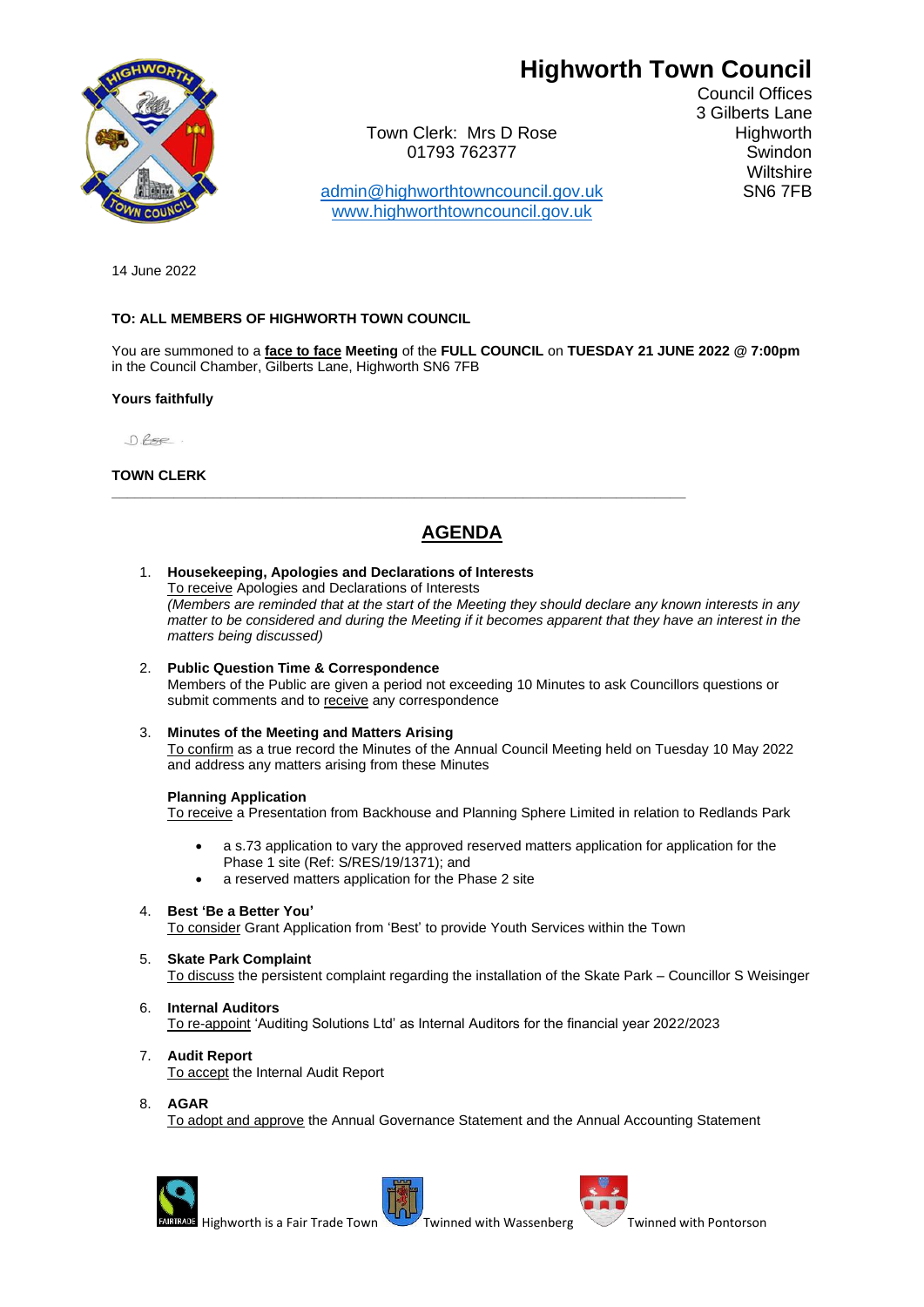# Highworth Town Council

Council Offices
3 Gilberts Lane
Highworth
Swindon
Wiltshire
SN6 7FB

Town Clerk: Mrs D Rose
01793 762377

admin@highworthtowncouncil.gov.uk
www.highworthtowncouncil.gov.uk

14 June 2022

**TO: ALL MEMBERS OF HIGHWORTH TOWN COUNCIL**

You are summoned to a **face to face** **Meeting** of the **FULL COUNCIL** on **TUESDAY 21 JUNE 2022 @ 7:00pm** in the Council Chamber, Gilberts Lane, Highworth SN6 7FB

**Yours faithfully**

**TOWN CLERK**

---

## AGENDA

1. **Housekeeping, Apologies and Declarations of Interests**
   To receive Apologies and Declarations of Interests
   *(Members are reminded that at the start of the Meeting they should declare any known interests in any matter to be considered and during the Meeting if it becomes apparent that they have an interest in the matters being discussed)*

2. **Public Question Time & Correspondence**
   Members of the Public are given a period not exceeding 10 Minutes to ask Councillors questions or submit comments and to receive any correspondence

3. **Minutes of the Meeting and Matters Arising**
   To confirm as a true record the Minutes of the Annual Council Meeting held on Tuesday 10 May 2022 and address any matters arising from these Minutes

   **Planning Application**
   To receive a Presentation from Backhouse and Planning Sphere Limited in relation to Redlands Park

   - a s.73 application to vary the approved reserved matters application for application for the Phase 1 site (Ref: S/RES/19/1371); and
   - a reserved matters application for the Phase 2 site

4. **Best 'Be a Better You'**
   To consider Grant Application from 'Best' to provide Youth Services within the Town

5. **Skate Park Complaint**
   To discuss the persistent complaint regarding the installation of the Skate Park – Councillor S Weisinger

6. **Internal Auditors**
   To re-appoint 'Auditing Solutions Ltd' as Internal Auditors for the financial year 2022/2023

7. **Audit Report**
   To accept the Internal Audit Report

8. **AGAR**
   To adopt and approve the Annual Governance Statement and the Annual Accounting Statement

Highworth is a Fair Trade Town | Twinned with Wassenberg | Twinned with Pontorson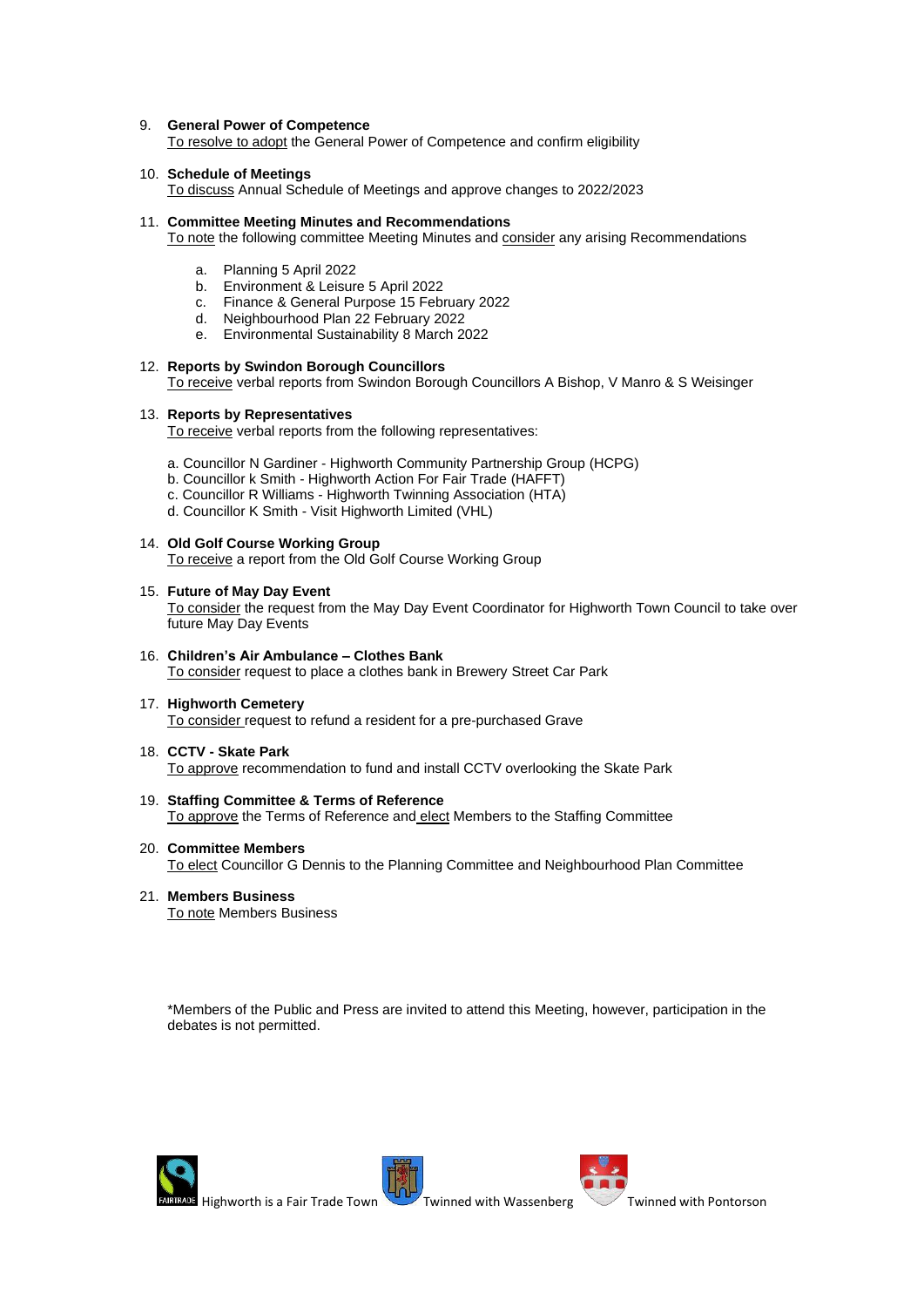9. **General Power of Competence**
   To resolve to adopt the General Power of Competence and confirm eligibility

10. **Schedule of Meetings**
    To discuss Annual Schedule of Meetings and approve changes to 2022/2023

11. **Committee Meeting Minutes and Recommendations**
    To note the following committee Meeting Minutes and consider any arising Recommendations

    a. Planning 5 April 2022
    b. Environment & Leisure 5 April 2022
    c. Finance & General Purpose 15 February 2022
    d. Neighbourhood Plan 22 February 2022
    e. Environmental Sustainability 8 March 2022

12. **Reports by Swindon Borough Councillors**
    To receive verbal reports from Swindon Borough Councillors A Bishop, V Manro & S Weisinger

13. **Reports by Representatives**
    To receive verbal reports from the following representatives:

    a. Councillor N Gardiner - Highworth Community Partnership Group (HCPG)
    b. Councillor k Smith - Highworth Action For Fair Trade (HAFFT)
    c. Councillor R Williams - Highworth Twinning Association (HTA)
    d. Councillor K Smith - Visit Highworth Limited (VHL)

14. **Old Golf Course Working Group**
    To receive a report from the Old Golf Course Working Group

15. **Future of May Day Event**
    To consider the request from the May Day Event Coordinator for Highworth Town Council to take over future May Day Events

16. **Children's Air Ambulance – Clothes Bank**
    To consider request to place a clothes bank in Brewery Street Car Park

17. **Highworth Cemetery**
    To consider request to refund a resident for a pre-purchased Grave

18. **CCTV - Skate Park**
    To approve recommendation to fund and install CCTV overlooking the Skate Park

19. **Staffing Committee & Terms of Reference**
    To approve the Terms of Reference and elect Members to the Staffing Committee

20. **Committee Members**
    To elect Councillor G Dennis to the Planning Committee and Neighbourhood Plan Committee

21. **Members Business**
    To note Members Business

*Members of the Public and Press are invited to attend this Meeting, however, participation in the debates is not permitted.

Highworth is a Fair Trade Town    Twinned with Wassenberg    Twinned with Pontorson